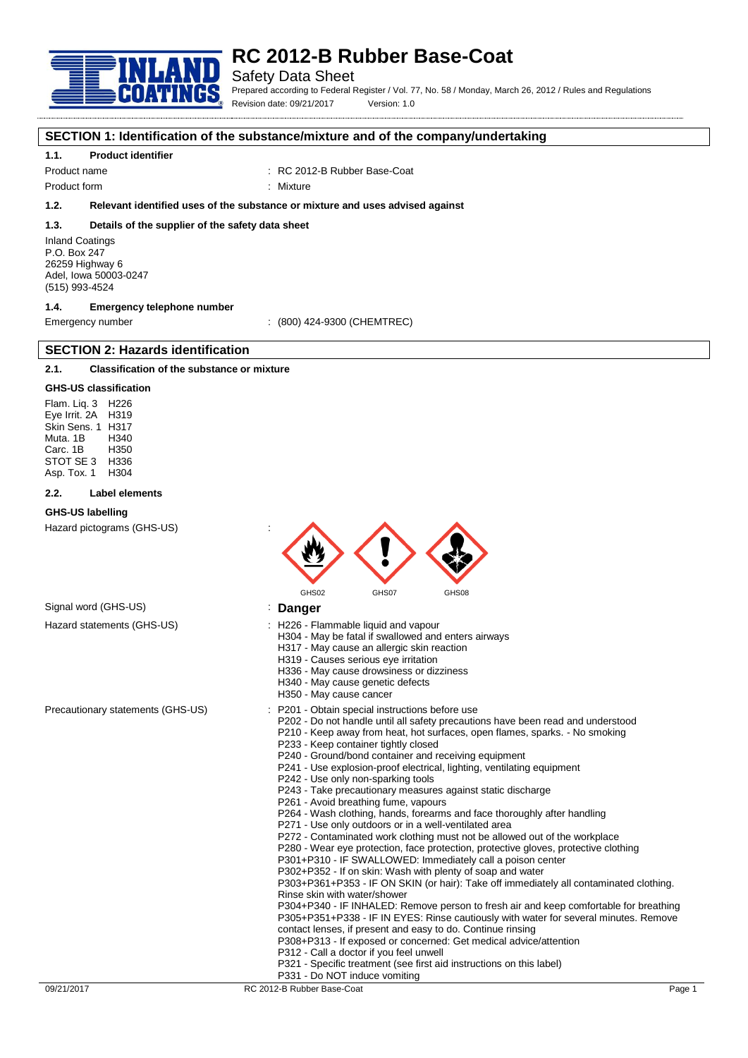# RC 2012-B Rubber Base-Coat

Safety Data Sheet

Prepared according to Federal Register / Vol. 77, No. 58 / Monday, March 26, 2012 / Rules and Regulations

Revision date: 09/21/2017 Version: 1.0

## SECTION 1: Identification of the substance/mixture and of the company/undertaking

### 1.1. Product identifier

Product name : RC 2012-B Rubber Base-Coat

Product form : Mixture

### 1.2. Relevant identified uses of the substance or mixture and uses advised against

### 1.3. Details of the supplier of the safety data sheet

Inland Coatings
P.O. Box 247
26259 Highway 6
Adel, Iowa 50003-0247
(515) 993-4524

### 1.4. Emergency telephone number

Emergency number : (800) 424-9300 (CHEMTREC)

## SECTION 2: Hazards identification

### 2.1. Classification of the substance or mixture

**GHS-US classification**

Flam. Liq. 3 H226
Eye Irrit. 2A H319
Skin Sens. 1 H317
Muta. 1B H340
Carc. 1B H350
STOT SE 3 H336
Asp. Tox. 1 H304

### 2.2. Label elements

**GHS-US labelling**

Hazard pictograms (GHS-US) :

GHS02 GHS07 GHS08

Signal word (GHS-US) : **Danger**

Hazard statements (GHS-US) :
- H226 - Flammable liquid and vapour
- H304 - May be fatal if swallowed and enters airways
- H317 - May cause an allergic skin reaction
- H319 - Causes serious eye irritation
- H336 - May cause drowsiness or dizziness
- H340 - May cause genetic defects
- H350 - May cause cancer

Precautionary statements (GHS-US) :
- P201 - Obtain special instructions before use
- P202 - Do not handle until all safety precautions have been read and understood
- P210 - Keep away from heat, hot surfaces, open flames, sparks. - No smoking
- P233 - Keep container tightly closed
- P240 - Ground/bond container and receiving equipment
- P241 - Use explosion-proof electrical, lighting, ventilating equipment
- P242 - Use only non-sparking tools
- P243 - Take precautionary measures against static discharge
- P261 - Avoid breathing fume, vapours
- P264 - Wash clothing, hands, forearms and face thoroughly after handling
- P271 - Use only outdoors or in a well-ventilated area
- P272 - Contaminated work clothing must not be allowed out of the workplace
- P280 - Wear eye protection, face protection, protective gloves, protective clothing
- P301+P310 - IF SWALLOWED: Immediately call a poison center
- P302+P352 - If on skin: Wash with plenty of soap and water
- P303+P361+P353 - IF ON SKIN (or hair): Take off immediately all contaminated clothing. Rinse skin with water/shower
- P304+P340 - IF INHALED: Remove person to fresh air and keep comfortable for breathing
- P305+P351+P338 - IF IN EYES: Rinse cautiously with water for several minutes. Remove contact lenses, if present and easy to do. Continue rinsing
- P308+P313 - If exposed or concerned: Get medical advice/attention
- P312 - Call a doctor if you feel unwell
- P321 - Specific treatment (see first aid instructions on this label)
- P331 - Do NOT induce vomiting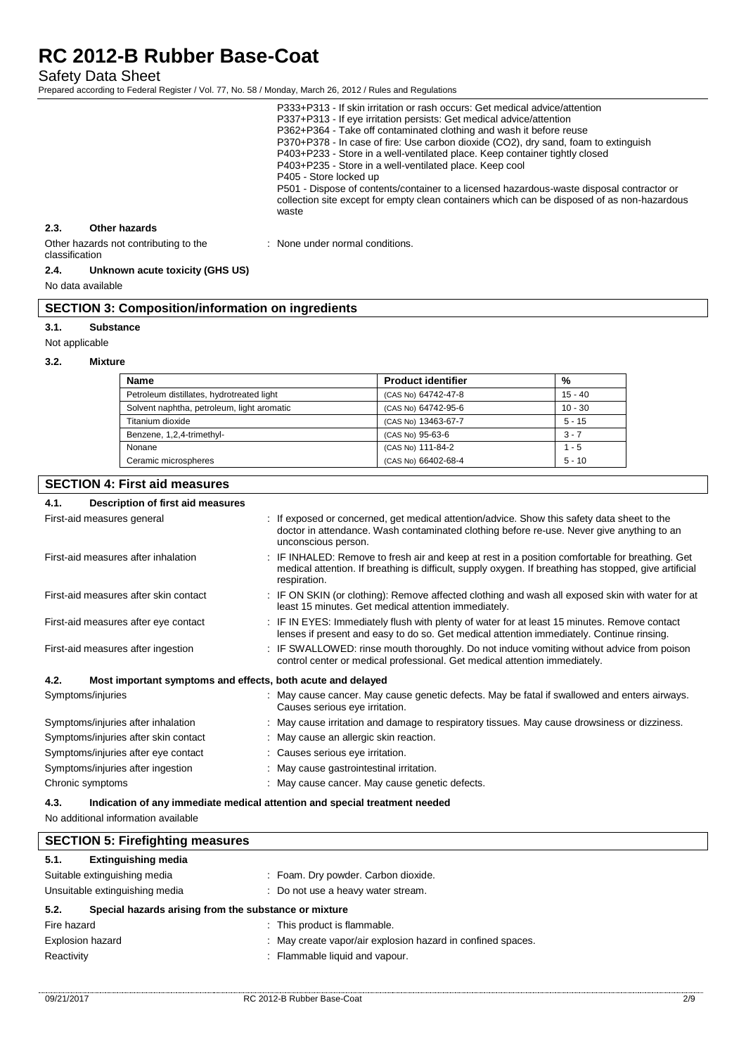P333+P313 - If skin irritation or rash occurs: Get medical advice/attention
P337+P313 - If eye irritation persists: Get medical advice/attention
P362+P364 - Take off contaminated clothing and wash it before reuse
P370+P378 - In case of fire: Use carbon dioxide ($CO_2$), dry sand, foam to extinguish
P403+P233 - Store in a well-ventilated place. Keep container tightly closed
P403+P235 - Store in a well-ventilated place. Keep cool
P405 - Store locked up
P501 - Dispose of contents/container to a licensed hazardous-waste disposal contractor or collection site except for empty clean containers which can be disposed of as non-hazardous waste

### 2.3. Other hazards

Other hazards not contributing to the classification : None under normal conditions.

### 2.4. Unknown acute toxicity (GHS US)

No data available

## SECTION 3: Composition/information on ingredients

### 3.1. Substance

Not applicable

### 3.2. Mixture

| Name | Product identifier | % |
|---|---|---|
| Petroleum distillates, hydrotreated light | (CAS No) 64742-47-8 | 15 - 40 |
| Solvent naphtha, petroleum, light aromatic | (CAS No) 64742-95-6 | 10 - 30 |
| Titanium dioxide | (CAS No) 13463-67-7 | 5 - 15 |
| Benzene, 1,2,4-trimethyl- | (CAS No) 95-63-6 | 3 - 7 |
| Nonane | (CAS No) 111-84-2 | 1 - 5 |
| Ceramic microspheres | (CAS No) 66402-68-4 | 5 - 10 |

## SECTION 4: First aid measures

### 4.1. Description of first aid measures

First-aid measures general : If exposed or concerned, get medical attention/advice. Show this safety data sheet to the doctor in attendance. Wash contaminated clothing before re-use. Never give anything to an unconscious person.

First-aid measures after inhalation : IF INHALED: Remove to fresh air and keep at rest in a position comfortable for breathing. Get medical attention. If breathing is difficult, supply oxygen. If breathing has stopped, give artificial respiration.

First-aid measures after skin contact : IF ON SKIN (or clothing): Remove affected clothing and wash all exposed skin with water for at least 15 minutes. Get medical attention immediately.

First-aid measures after eye contact : IF IN EYES: Immediately flush with plenty of water for at least 15 minutes. Remove contact lenses if present and easy to do so. Get medical attention immediately. Continue rinsing.

First-aid measures after ingestion : IF SWALLOWED: rinse mouth thoroughly. Do not induce vomiting without advice from poison control center or medical professional. Get medical attention immediately.

### 4.2. Most important symptoms and effects, both acute and delayed

Symptoms/injuries : May cause cancer. May cause genetic defects. May be fatal if swallowed and enters airways. Causes serious eye irritation.

Symptoms/injuries after inhalation : May cause irritation and damage to respiratory tissues. May cause drowsiness or dizziness.

Symptoms/injuries after skin contact : May cause an allergic skin reaction.

Symptoms/injuries after eye contact : Causes serious eye irritation.

Symptoms/injuries after ingestion : May cause gastrointestinal irritation.

Chronic symptoms : May cause cancer. May cause genetic defects.

### 4.3. Indication of any immediate medical attention and special treatment needed

No additional information available

## SECTION 5: Firefighting measures

### 5.1. Extinguishing media

Suitable extinguishing media : Foam. Dry powder. Carbon dioxide.

Unsuitable extinguishing media : Do not use a heavy water stream.

### 5.2. Special hazards arising from the substance or mixture

Fire hazard : This product is flammable.

Explosion hazard : May create vapor/air explosion hazard in confined spaces.

Reactivity : Flammable liquid and vapour.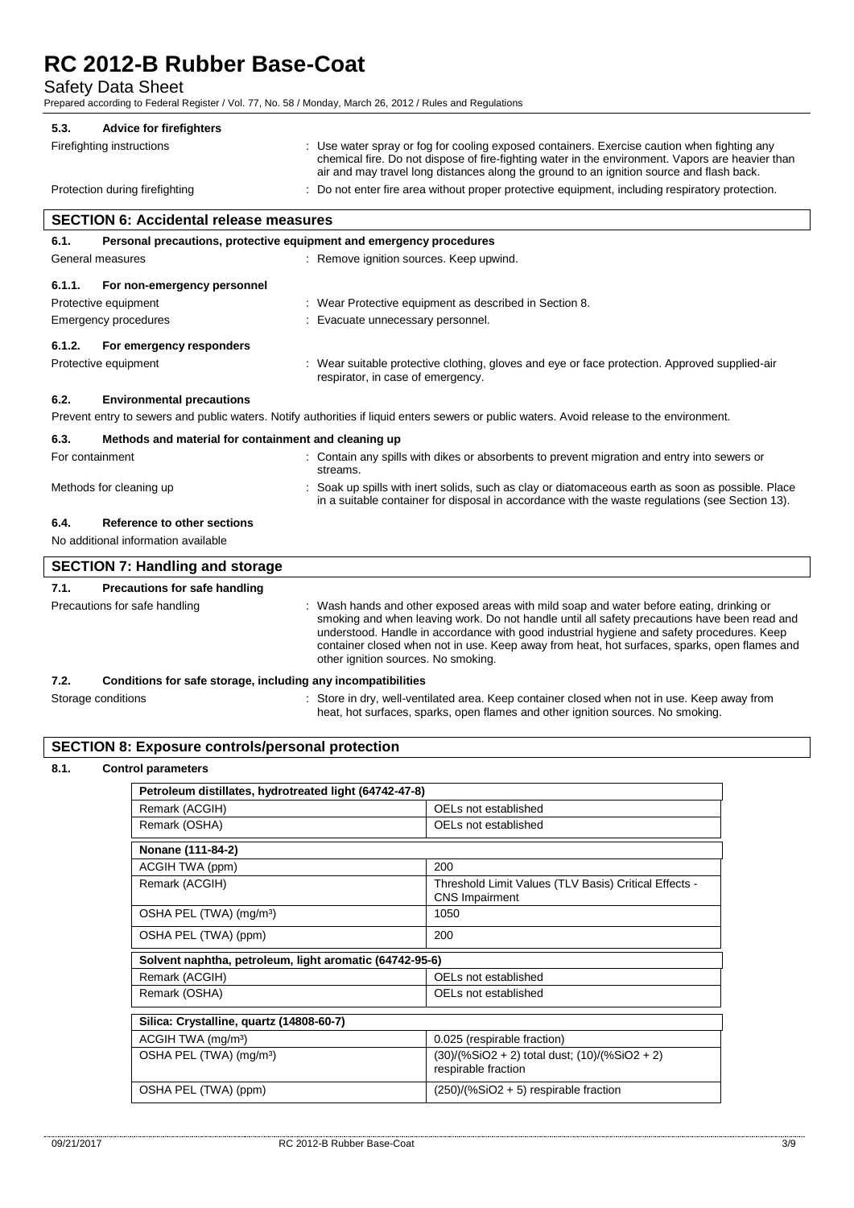#### 5.3. Advice for firefighters

Firefighting instructions : Use water spray or fog for cooling exposed containers. Exercise caution when fighting any chemical fire. Do not dispose of fire-fighting water in the environment. Vapors are heavier than air and may travel long distances along the ground to an ignition source and flash back.

Protection during firefighting : Do not enter fire area without proper protective equipment, including respiratory protection.

## SECTION 6: Accidental release measures

#### 6.1. Personal precautions, protective equipment and emergency procedures

General measures : Remove ignition sources. Keep upwind.

##### 6.1.1. For non-emergency personnel

Protective equipment : Wear Protective equipment as described in Section 8.

Emergency procedures : Evacuate unnecessary personnel.

##### 6.1.2. For emergency responders

Protective equipment : Wear suitable protective clothing, gloves and eye or face protection. Approved supplied-air respirator, in case of emergency.

#### 6.2. Environmental precautions

Prevent entry to sewers and public waters. Notify authorities if liquid enters sewers or public waters. Avoid release to the environment.

#### 6.3. Methods and material for containment and cleaning up

For containment : Contain any spills with dikes or absorbents to prevent migration and entry into sewers or streams.

Methods for cleaning up : Soak up spills with inert solids, such as clay or diatomaceous earth as soon as possible. Place in a suitable container for disposal in accordance with the waste regulations (see Section 13).

#### 6.4. Reference to other sections

No additional information available

## SECTION 7: Handling and storage

#### 7.1. Precautions for safe handling

Precautions for safe handling : Wash hands and other exposed areas with mild soap and water before eating, drinking or smoking and when leaving work. Do not handle until all safety precautions have been read and understood. Handle in accordance with good industrial hygiene and safety procedures. Keep container closed when not in use. Keep away from heat, hot surfaces, sparks, open flames and other ignition sources. No smoking.

#### 7.2. Conditions for safe storage, including any incompatibilities

Storage conditions : Store in dry, well-ventilated area. Keep container closed when not in use. Keep away from heat, hot surfaces, sparks, open flames and other ignition sources. No smoking.

## SECTION 8: Exposure controls/personal protection

#### 8.1. Control parameters

| Petroleum distillates, hydrotreated light (64742-47-8) | |
|---|---|
| Remark (ACGIH) | OELs not established |
| Remark (OSHA) | OELs not established |

| Nonane (111-84-2) | |
|---|---|
| ACGIH TWA (ppm) | 200 |
| Remark (ACGIH) | Threshold Limit Values (TLV Basis) Critical Effects - CNS Impairment |
| OSHA PEL (TWA) (mg/m³) | 1050 |
| OSHA PEL (TWA) (ppm) | 200 |

| Solvent naphtha, petroleum, light aromatic (64742-95-6) | |
|---|---|
| Remark (ACGIH) | OELs not established |
| Remark (OSHA) | OELs not established |

| Silica: Crystalline, quartz (14808-60-7) | |
|---|---|
| ACGIH TWA (mg/m³) | 0.025 (respirable fraction) |
| OSHA PEL (TWA) (mg/m³) | (30)/(%SiO2 + 2) total dust; (10)/(%SiO2 + 2) respirable fraction |
| OSHA PEL (TWA) (ppm) | (250)/(%SiO2 + 5) respirable fraction |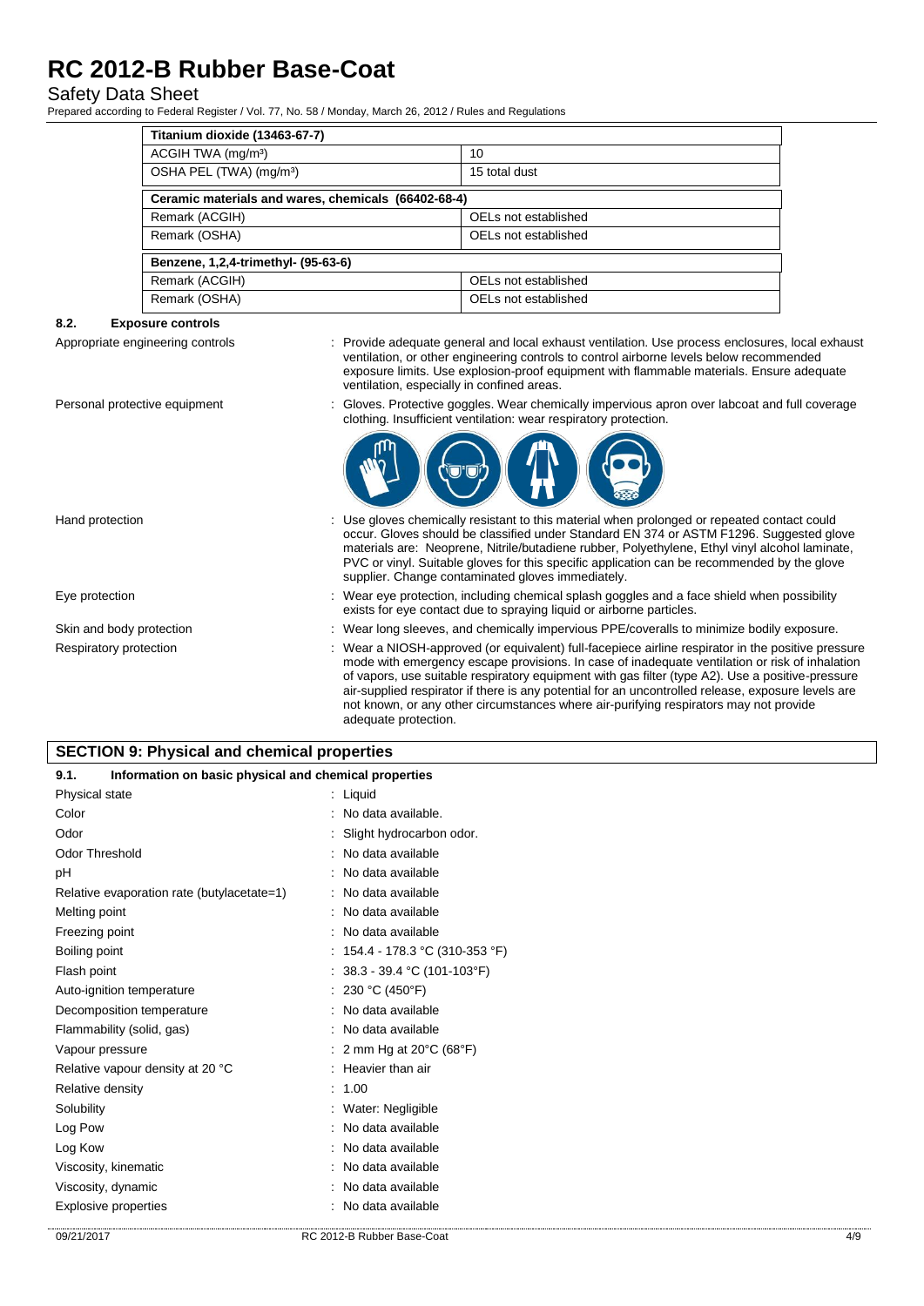| Titanium dioxide (13463-67-7) | |
|---|---|
| ACGIH TWA (mg/m³) | 10 |
| OSHA PEL (TWA) (mg/m³) | 15 total dust |

| Ceramic materials and wares, chemicals (66402-68-4) | |
|---|---|
| Remark (ACGIH) | OELs not established |
| Remark (OSHA) | OELs not established |

| Benzene, 1,2,4-trimethyl- (95-63-6) | |
|---|---|
| Remark (ACGIH) | OELs not established |
| Remark (OSHA) | OELs not established |

### 8.2. Exposure controls

Appropriate engineering controls : Provide adequate general and local exhaust ventilation. Use process enclosures, local exhaust ventilation, or other engineering controls to control airborne levels below recommended exposure limits. Use explosion-proof equipment with flammable materials. Ensure adequate ventilation, especially in confined areas.

Personal protective equipment : Gloves. Protective goggles. Wear chemically impervious apron over labcoat and full coverage clothing. Insufficient ventilation: wear respiratory protection.

Hand protection : Use gloves chemically resistant to this material when prolonged or repeated contact could occur. Gloves should be classified under Standard EN 374 or ASTM F1296. Suggested glove materials are: Neoprene, Nitrile/butadiene rubber, Polyethylene, Ethyl vinyl alcohol laminate, PVC or vinyl. Suitable gloves for this specific application can be recommended by the glove supplier. Change contaminated gloves immediately.

Eye protection : Wear eye protection, including chemical splash goggles and a face shield when possibility exists for eye contact due to spraying liquid or airborne particles.

Skin and body protection : Wear long sleeves, and chemically impervious PPE/coveralls to minimize bodily exposure.

Respiratory protection : Wear a NIOSH-approved (or equivalent) full-facepiece airline respirator in the positive pressure mode with emergency escape provisions. In case of inadequate ventilation or risk of inhalation of vapors, use suitable respiratory equipment with gas filter (type A2). Use a positive-pressure air-supplied respirator if there is any potential for an uncontrolled release, exposure levels are not known, or any other circumstances where air-purifying respirators may not provide adequate protection.

## SECTION 9: Physical and chemical properties

### 9.1. Information on basic physical and chemical properties

| Property | Value |
|---|---|
| Physical state | Liquid |
| Color | No data available. |
| Odor | Slight hydrocarbon odor. |
| Odor Threshold | No data available |
| pH | No data available |
| Relative evaporation rate (butylacetate=1) | No data available |
| Melting point | No data available |
| Freezing point | No data available |
| Boiling point | 154.4 - 178.3 °C (310-353 °F) |
| Flash point | 38.3 - 39.4 °C (101-103°F) |
| Auto-ignition temperature | 230 °C (450°F) |
| Decomposition temperature | No data available |
| Flammability (solid, gas) | No data available |
| Vapour pressure | 2 mm Hg at 20°C (68°F) |
| Relative vapour density at 20 °C | Heavier than air |
| Relative density | 1.00 |
| Solubility | Water: Negligible |
| Log Pow | No data available |
| Log Kow | No data available |
| Viscosity, kinematic | No data available |
| Viscosity, dynamic | No data available |
| Explosive properties | No data available |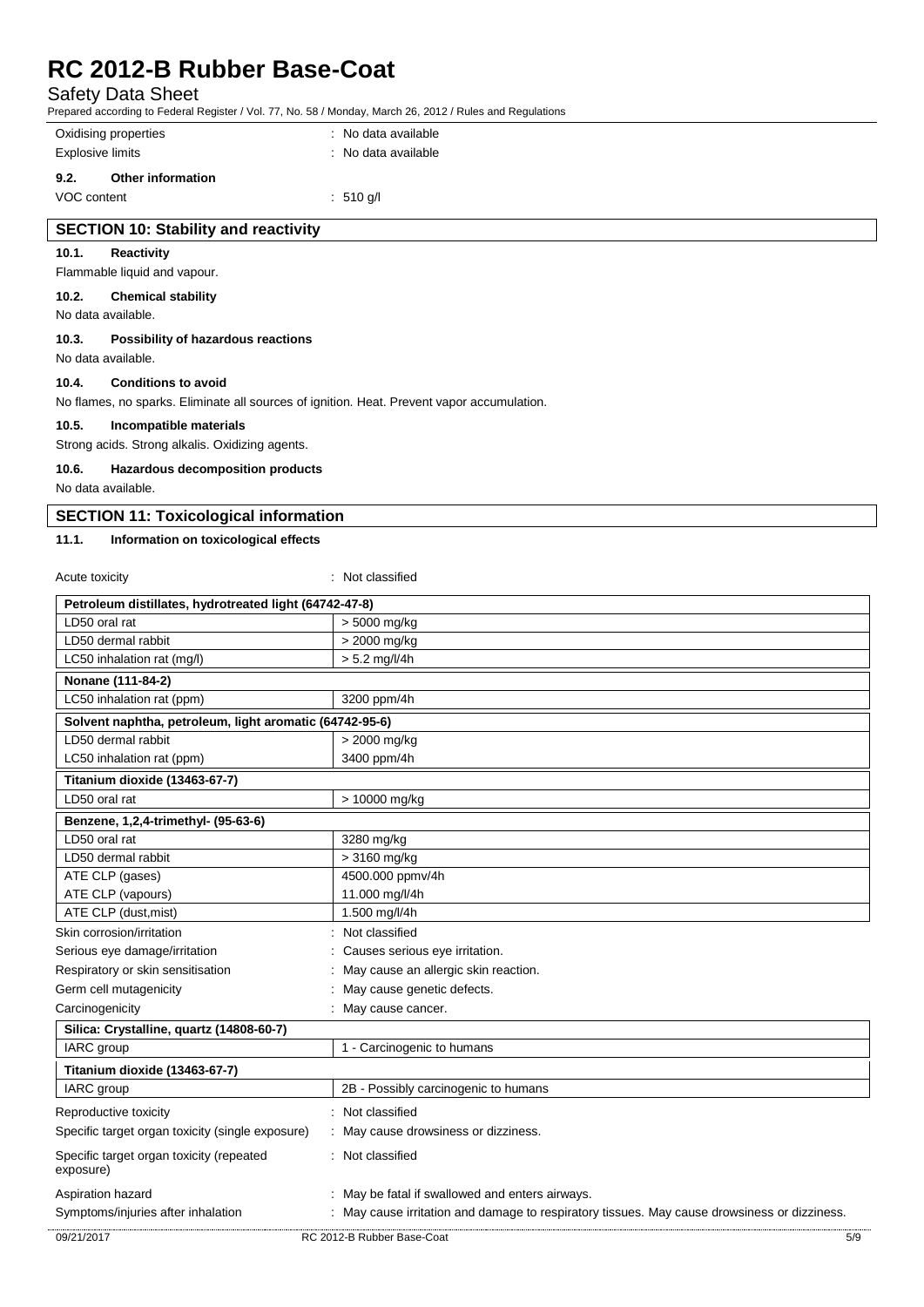| | |
|---|---|
| Oxidising properties | : No data available |
| Explosive limits | : No data available |

### 9.2. Other information

| | |
|---|---|
| VOC content | : 510 g/l |

## SECTION 10: Stability and reactivity

### 10.1. Reactivity

Flammable liquid and vapour.

### 10.2. Chemical stability

No data available.

### 10.3. Possibility of hazardous reactions

No data available.

### 10.4. Conditions to avoid

No flames, no sparks. Eliminate all sources of ignition. Heat. Prevent vapor accumulation.

### 10.5. Incompatible materials

Strong acids. Strong alkalis. Oxidizing agents.

### 10.6. Hazardous decomposition products

No data available.

## SECTION 11: Toxicological information

### 11.1. Information on toxicological effects

Acute toxicity : Not classified

| **Petroleum distillates, hydrotreated light (64742-47-8)** | |
|---|---|
| LD50 oral rat | > 5000 mg/kg |
| LD50 dermal rabbit | > 2000 mg/kg |
| LC50 inhalation rat (mg/l) | > 5.2 mg/l/4h |
| **Nonane (111-84-2)** | |
| LC50 inhalation rat (ppm) | 3200 ppm/4h |
| **Solvent naphtha, petroleum, light aromatic (64742-95-6)** | |
| LD50 dermal rabbit | > 2000 mg/kg |
| LC50 inhalation rat (ppm) | 3400 ppm/4h |
| **Titanium dioxide (13463-67-7)** | |
| LD50 oral rat | > 10000 mg/kg |
| **Benzene, 1,2,4-trimethyl- (95-63-6)** | |
| LD50 oral rat | 3280 mg/kg |
| LD50 dermal rabbit | > 3160 mg/kg |
| ATE CLP (gases) | 4500.000 ppmv/4h |
| ATE CLP (vapours) | 11.000 mg/l/4h |
| ATE CLP (dust,mist) | 1.500 mg/l/4h |

| | |
|---|---|
| Skin corrosion/irritation | : Not classified |
| Serious eye damage/irritation | : Causes serious eye irritation. |
| Respiratory or skin sensitisation | : May cause an allergic skin reaction. |
| Germ cell mutagenicity | : May cause genetic defects. |
| Carcinogenicity | : May cause cancer. |

| **Silica: Crystalline, quartz (14808-60-7)** | |
|---|---|
| IARC group | 1 - Carcinogenic to humans |
| **Titanium dioxide (13463-67-7)** | |
| IARC group | 2B - Possibly carcinogenic to humans |

| | |
|---|---|
| Reproductive toxicity | : Not classified |
| Specific target organ toxicity (single exposure) | : May cause drowsiness or dizziness. |
| Specific target organ toxicity (repeated exposure) | : Not classified |
| Aspiration hazard | : May be fatal if swallowed and enters airways. |
| Symptoms/injuries after inhalation | : May cause irritation and damage to respiratory tissues. May cause drowsiness or dizziness. |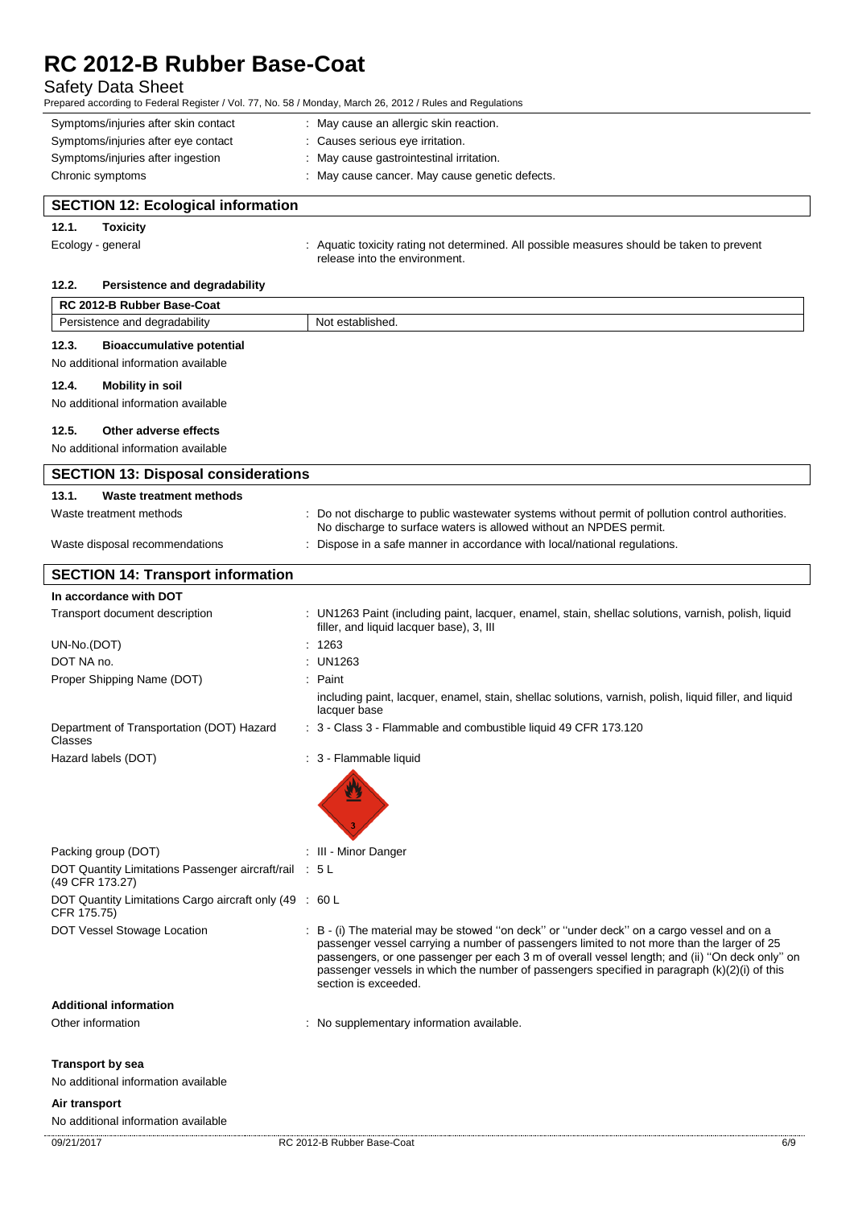| | |
|---|---|
| Symptoms/injuries after skin contact | : May cause an allergic skin reaction. |
| Symptoms/injuries after eye contact | : Causes serious eye irritation. |
| Symptoms/injuries after ingestion | : May cause gastrointestinal irritation. |
| Chronic symptoms | : May cause cancer. May cause genetic defects. |

## SECTION 12: Ecological information

### 12.1. Toxicity

| | |
|---|---|
| Ecology - general | : Aquatic toxicity rating not determined. All possible measures should be taken to prevent release into the environment. |

### 12.2. Persistence and degradability

| RC 2012-B Rubber Base-Coat | |
|---|---|
| Persistence and degradability | Not established. |

### 12.3. Bioaccumulative potential

No additional information available

### 12.4. Mobility in soil

No additional information available

### 12.5. Other adverse effects

No additional information available

## SECTION 13: Disposal considerations

### 13.1. Waste treatment methods

| | |
|---|---|
| Waste treatment methods | : Do not discharge to public wastewater systems without permit of pollution control authorities. No discharge to surface waters is allowed without an NPDES permit. |
| Waste disposal recommendations | : Dispose in a safe manner in accordance with local/national regulations. |

## SECTION 14: Transport information

**In accordance with DOT**

| | |
|---|---|
| Transport document description | : UN1263 Paint (including paint, lacquer, enamel, stain, shellac solutions, varnish, polish, liquid filler, and liquid lacquer base), 3, III |
| UN-No.(DOT) | : 1263 |
| DOT NA no. | : UN1263 |
| Proper Shipping Name (DOT) | : Paint<br>including paint, lacquer, enamel, stain, shellac solutions, varnish, polish, liquid filler, and liquid lacquer base |
| Department of Transportation (DOT) Hazard Classes | : 3 - Class 3 - Flammable and combustible liquid 49 CFR 173.120 |
| Hazard labels (DOT) | : 3 - Flammable liquid |
| Packing group (DOT) | : III - Minor Danger |
| DOT Quantity Limitations Passenger aircraft/rail (49 CFR 173.27) | : 5 L |
| DOT Quantity Limitations Cargo aircraft only (49 CFR 175.75) | : 60 L |
| DOT Vessel Stowage Location | : B - (i) The material may be stowed ''on deck'' or ''under deck'' on a cargo vessel and on a passenger vessel carrying a number of passengers limited to not more than the larger of 25 passengers, or one passenger per each 3 m of overall vessel length; and (ii) ''On deck only'' on passenger vessels in which the number of passengers specified in paragraph (k)(2)(i) of this section is exceeded. |

**Additional information**

| | |
|---|---|
| Other information | : No supplementary information available. |

**Transport by sea**

No additional information available

**Air transport**

No additional information available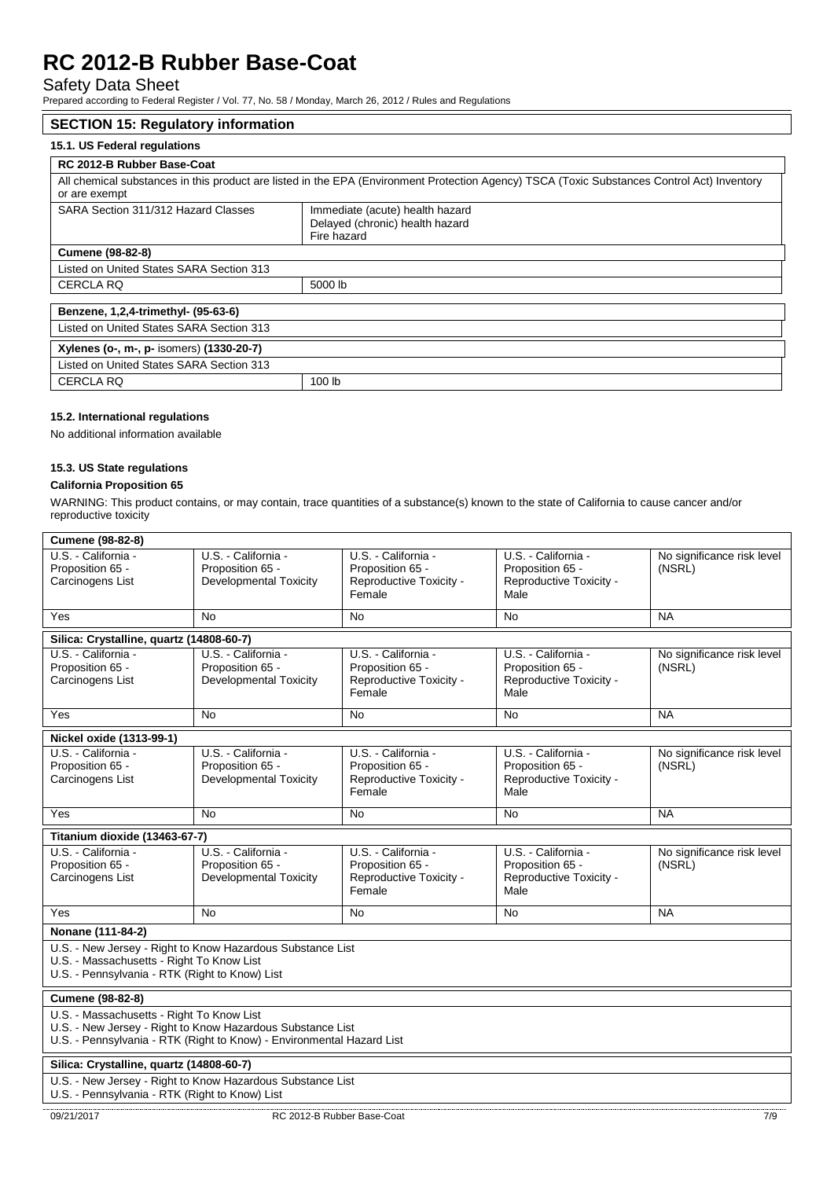# RC 2012-B Rubber Base-Coat

Safety Data Sheet

Prepared according to Federal Register / Vol. 77, No. 58 / Monday, March 26, 2012 / Rules and Regulations

## SECTION 15: Regulatory information

### 15.1. US Federal regulations

| RC 2012-B Rubber Base-Coat | |
|---|---|
| All chemical substances in this product are listed in the EPA (Environment Protection Agency) TSCA (Toxic Substances Control Act) Inventory or are exempt | |
| SARA Section 311/312 Hazard Classes | Immediate (acute) health hazard<br>Delayed (chronic) health hazard<br>Fire hazard |

| Cumene (98-82-8) | |
|---|---|
| Listed on United States SARA Section 313 | |
| CERCLA RQ | 5000 lb |

| Benzene, 1,2,4-trimethyl- (95-63-6) |
|---|
| Listed on United States SARA Section 313 |

| Xylenes (o-, m-, p- isomers) (1330-20-7) | |
|---|---|
| Listed on United States SARA Section 313 | |
| CERCLA RQ | 100 lb |

### 15.2. International regulations

No additional information available

### 15.3. US State regulations

**California Proposition 65**

WARNING: This product contains, or may contain, trace quantities of a substance(s) known to the state of California to cause cancer and/or reproductive toxicity

| Cumene (98-82-8) | | | | |
|---|---|---|---|---|
| U.S. - California - Proposition 65 - Carcinogens List | U.S. - California - Proposition 65 - Developmental Toxicity | U.S. - California - Proposition 65 - Reproductive Toxicity - Female | U.S. - California - Proposition 65 - Reproductive Toxicity - Male | No significance risk level (NSRL) |
| Yes | No | No | No | NA |

| Silica: Crystalline, quartz (14808-60-7) | | | | |
|---|---|---|---|---|
| U.S. - California - Proposition 65 - Carcinogens List | U.S. - California - Proposition 65 - Developmental Toxicity | U.S. - California - Proposition 65 - Reproductive Toxicity - Female | U.S. - California - Proposition 65 - Reproductive Toxicity - Male | No significance risk level (NSRL) |
| Yes | No | No | No | NA |

| Nickel oxide (1313-99-1) | | | | |
|---|---|---|---|---|
| U.S. - California - Proposition 65 - Carcinogens List | U.S. - California - Proposition 65 - Developmental Toxicity | U.S. - California - Proposition 65 - Reproductive Toxicity - Female | U.S. - California - Proposition 65 - Reproductive Toxicity - Male | No significance risk level (NSRL) |
| Yes | No | No | No | NA |

| Titanium dioxide (13463-67-7) | | | | |
|---|---|---|---|---|
| U.S. - California - Proposition 65 - Carcinogens List | U.S. - California - Proposition 65 - Developmental Toxicity | U.S. - California - Proposition 65 - Reproductive Toxicity - Female | U.S. - California - Proposition 65 - Reproductive Toxicity - Male | No significance risk level (NSRL) |
| Yes | No | No | No | NA |

| Nonane (111-84-2) |
|---|
| U.S. - New Jersey - Right to Know Hazardous Substance List<br>U.S. - Massachusetts - Right To Know List<br>U.S. - Pennsylvania - RTK (Right to Know) List |

| Cumene (98-82-8) |
|---|
| U.S. - Massachusetts - Right To Know List<br>U.S. - New Jersey - Right to Know Hazardous Substance List<br>U.S. - Pennsylvania - RTK (Right to Know) - Environmental Hazard List |

| Silica: Crystalline, quartz (14808-60-7) |
|---|
| U.S. - New Jersey - Right to Know Hazardous Substance List<br>U.S. - Pennsylvania - RTK (Right to Know) List |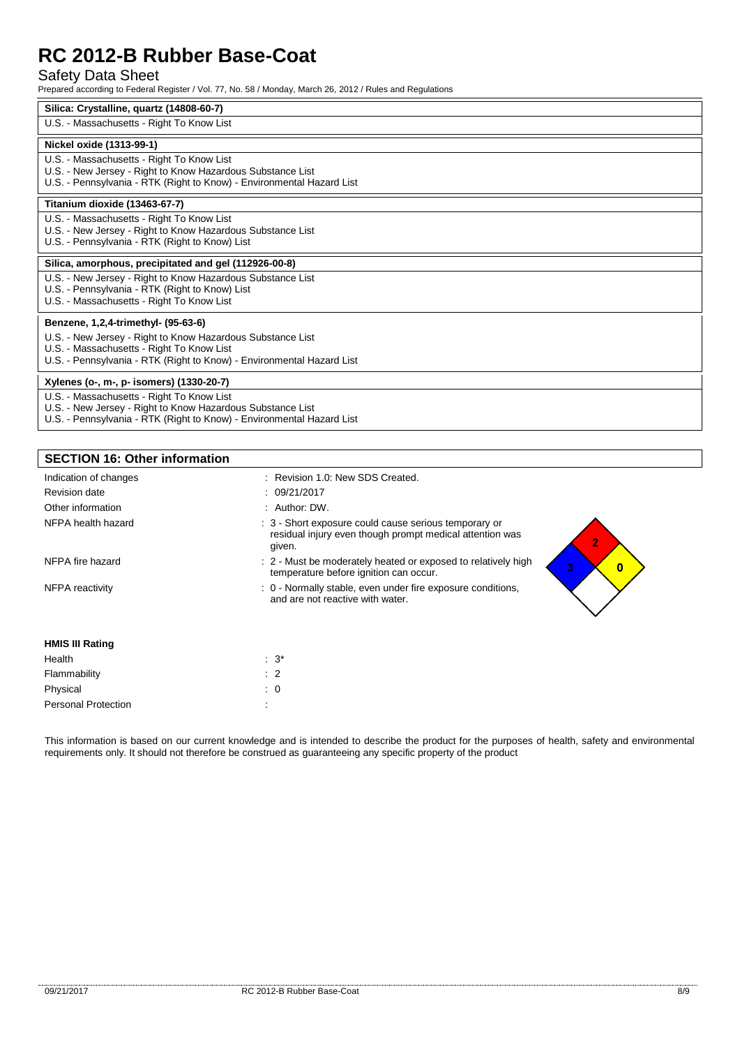| Silica: Crystalline, quartz (14808-60-7) |
|---|
| U.S. - Massachusetts - Right To Know List |

| Nickel oxide (1313-99-1) |
|---|
| U.S. - Massachusetts - Right To Know List<br>U.S. - New Jersey - Right to Know Hazardous Substance List<br>U.S. - Pennsylvania - RTK (Right to Know) - Environmental Hazard List |

| Titanium dioxide (13463-67-7) |
|---|
| U.S. - Massachusetts - Right To Know List<br>U.S. - New Jersey - Right to Know Hazardous Substance List<br>U.S. - Pennsylvania - RTK (Right to Know) List |

| Silica, amorphous, precipitated and gel (112926-00-8) |
|---|
| U.S. - New Jersey - Right to Know Hazardous Substance List<br>U.S. - Pennsylvania - RTK (Right to Know) List<br>U.S. - Massachusetts - Right To Know List |

| Benzene, 1,2,4-trimethyl- (95-63-6) |
|---|
| U.S. - New Jersey - Right to Know Hazardous Substance List<br>U.S. - Massachusetts - Right To Know List<br>U.S. - Pennsylvania - RTK (Right to Know) - Environmental Hazard List |

| Xylenes (o-, m-, p- isomers) (1330-20-7) |
|---|
| U.S. - Massachusetts - Right To Know List<br>U.S. - New Jersey - Right to Know Hazardous Substance List<br>U.S. - Pennsylvania - RTK (Right to Know) - Environmental Hazard List |

## SECTION 16: Other information

| | |
|---|---|
| Indication of changes | : Revision 1.0: New SDS Created. |
| Revision date | : 09/21/2017 |
| Other information | : Author: DW. |
| NFPA health hazard | : 3 - Short exposure could cause serious temporary or residual injury even though prompt medical attention was given. |
| NFPA fire hazard | : 2 - Must be moderately heated or exposed to relatively high temperature before ignition can occur. |
| NFPA reactivity | : 0 - Normally stable, even under fire exposure conditions, and are not reactive with water. |

2

3 0

**HMIS III Rating**

| | |
|---|---|
| Health | : 3* |
| Flammability | : 2 |
| Physical | : 0 |
| Personal Protection | : |

This information is based on our current knowledge and is intended to describe the product for the purposes of health, safety and environmental requirements only. It should not therefore be construed as guaranteeing any specific property of the product